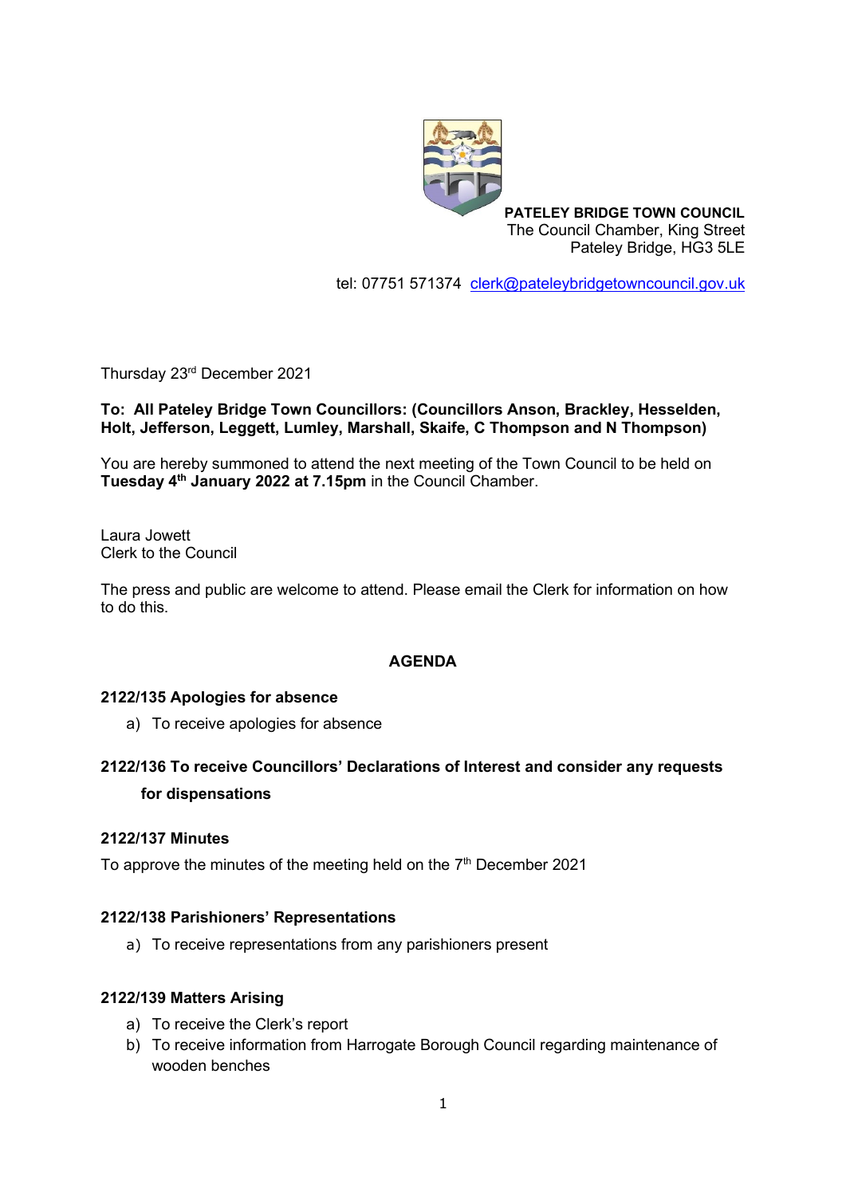**PATELEY BRIDGE TOWN COUNCIL**
The Council Chamber, King Street
Pateley Bridge, HG3 5LE

tel: 07751 571374 clerk@pateleybridgetowncouncil.gov.uk

Thursday 23rd December 2021

**To: All Pateley Bridge Town Councillors: (Councillors Anson, Brackley, Hesselden, Holt, Jefferson, Leggett, Lumley, Marshall, Skaife, C Thompson and N Thompson)**

You are hereby summoned to attend the next meeting of the Town Council to be held on **Tuesday 4th January 2022 at 7.15pm** in the Council Chamber.

Laura Jowett
Clerk to the Council

The press and public are welcome to attend. Please email the Clerk for information on how to do this.

## AGENDA

### 2122/135 Apologies for absence

a) To receive apologies for absence

### 2122/136 To receive Councillors' Declarations of Interest and consider any requests for dispensations

### 2122/137 Minutes

To approve the minutes of the meeting held on the 7th December 2021

### 2122/138 Parishioners' Representations

a) To receive representations from any parishioners present

### 2122/139 Matters Arising

a) To receive the Clerk's report
b) To receive information from Harrogate Borough Council regarding maintenance of wooden benches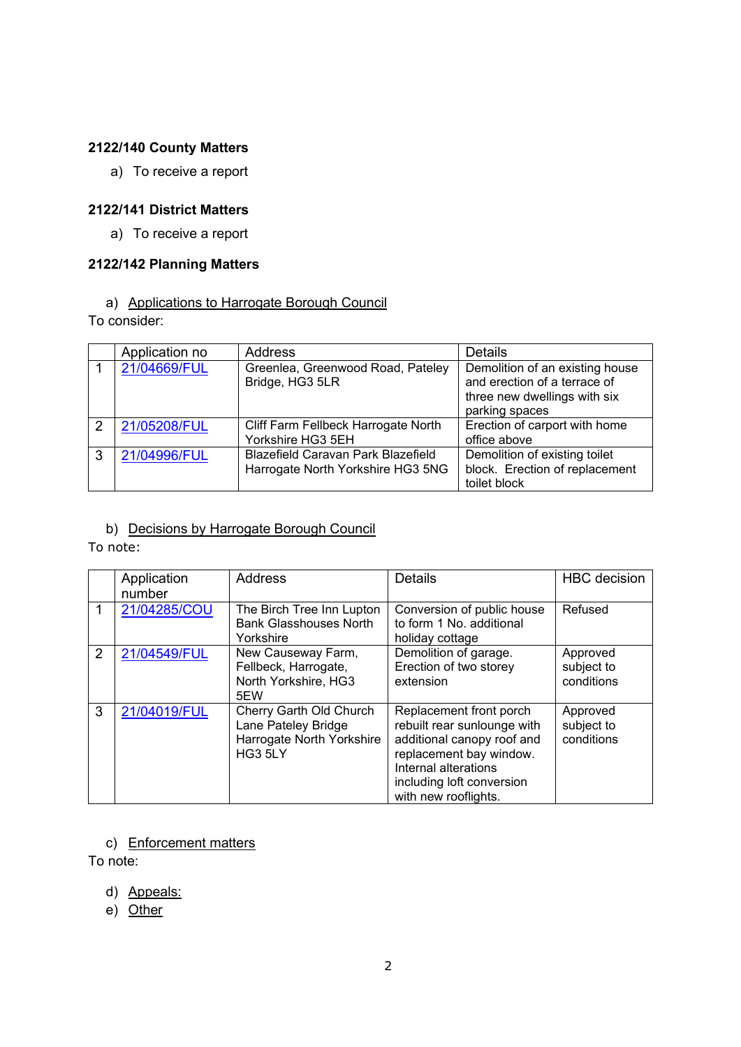**2122/140 County Matters**

a) To receive a report

**2122/141 District Matters**

a) To receive a report

**2122/142 Planning Matters**

a) Applications to Harrogate Borough Council

To consider:

| | Application no | Address | Details |
|---|---|---|---|
| 1 | 21/04669/FUL | Greenlea, Greenwood Road, Pateley Bridge, HG3 5LR | Demolition of an existing house and erection of a terrace of three new dwellings with six parking spaces |
| 2 | 21/05208/FUL | Cliff Farm Fellbeck Harrogate North Yorkshire HG3 5EH | Erection of carport with home office above |
| 3 | 21/04996/FUL | Blazefield Caravan Park Blazefield Harrogate North Yorkshire HG3 5NG | Demolition of existing toilet block. Erection of replacement toilet block |

b) Decisions by Harrogate Borough Council

To note:

| | Application number | Address | Details | HBC decision |
|---|---|---|---|---|
| 1 | 21/04285/COU | The Birch Tree Inn Lupton Bank Glasshouses North Yorkshire | Conversion of public house to form 1 No. additional holiday cottage | Refused |
| 2 | 21/04549/FUL | New Causeway Farm, Fellbeck, Harrogate, North Yorkshire, HG3 5EW | Demolition of garage. Erection of two storey extension | Approved subject to conditions |
| 3 | 21/04019/FUL | Cherry Garth Old Church Lane Pateley Bridge Harrogate North Yorkshire HG3 5LY | Replacement front porch rebuilt rear sunlounge with additional canopy roof and replacement bay window. Internal alterations including loft conversion with new rooflights. | Approved subject to conditions |

c) Enforcement matters

To note:

d) Appeals:

e) Other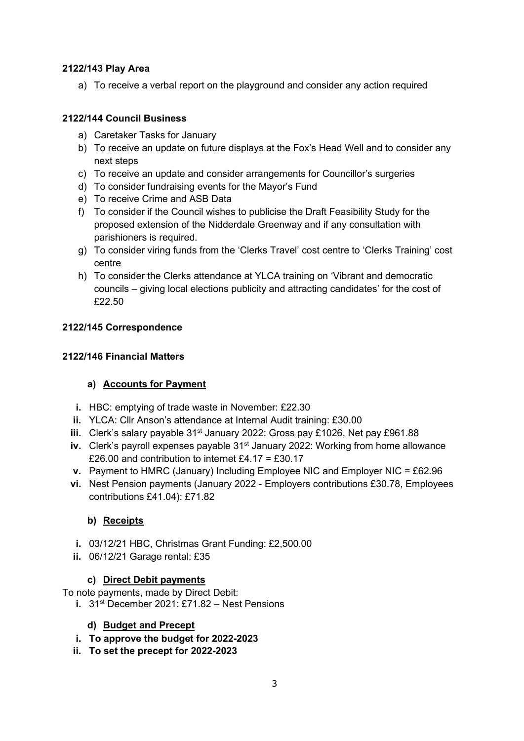**2122/143 Play Area**

a) To receive a verbal report on the playground and consider any action required

**2122/144 Council Business**

a) Caretaker Tasks for January
b) To receive an update on future displays at the Fox's Head Well and to consider any next steps
c) To receive an update and consider arrangements for Councillor's surgeries
d) To consider fundraising events for the Mayor's Fund
e) To receive Crime and ASB Data
f) To consider if the Council wishes to publicise the Draft Feasibility Study for the proposed extension of the Nidderdale Greenway and if any consultation with parishioners is required.
g) To consider viring funds from the 'Clerks Travel' cost centre to 'Clerks Training' cost centre
h) To consider the Clerks attendance at YLCA training on 'Vibrant and democratic councils – giving local elections publicity and attracting candidates' for the cost of £22.50

**2122/145 Correspondence**

**2122/146 Financial Matters**

**a) <u>Accounts for Payment</u>**

**i.** HBC: emptying of trade waste in November: £22.30
**ii.** YLCA: Cllr Anson's attendance at Internal Audit training: £30.00
**iii.** Clerk's salary payable 31st January 2022: Gross pay £1026, Net pay £961.88
**iv.** Clerk's payroll expenses payable 31st January 2022: Working from home allowance £26.00 and contribution to internet £4.17 = £30.17
**v.** Payment to HMRC (January) Including Employee NIC and Employer NIC = £62.96
**vi.** Nest Pension payments (January 2022 - Employers contributions £30.78, Employees contributions £41.04): £71.82

**b) <u>Receipts</u>**

**i.** 03/12/21 HBC, Christmas Grant Funding: £2,500.00
**ii.** 06/12/21 Garage rental: £35

**c) <u>Direct Debit payments</u>**

To note payments, made by Direct Debit:

**i.** 31st December 2021: £71.82 – Nest Pensions

**d) <u>Budget and Precept</u>**

**i. To approve the budget for 2022-2023**
**ii. To set the precept for 2022-2023**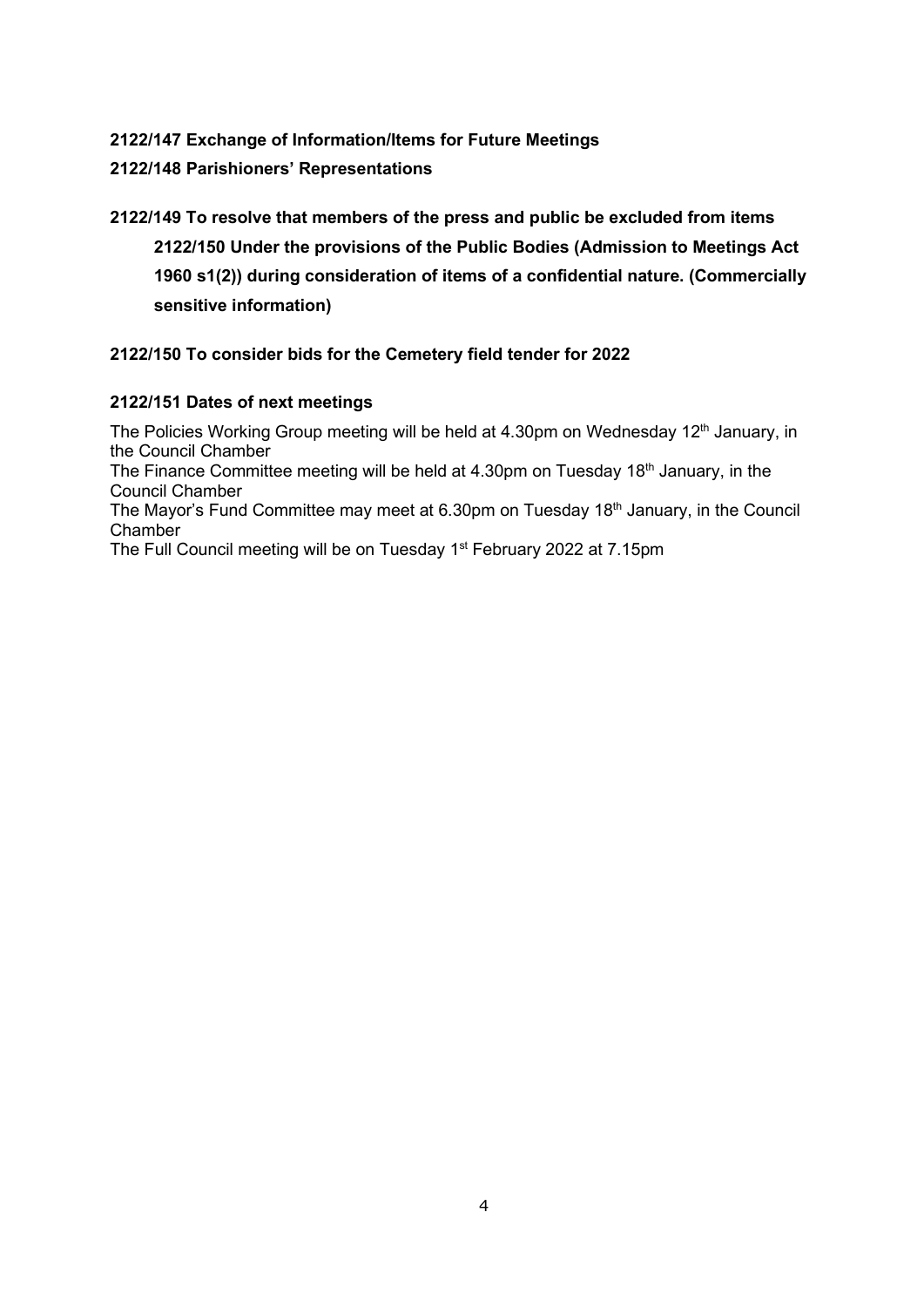**2122/147 Exchange of Information/Items for Future Meetings**

**2122/148 Parishioners' Representations**

**2122/149 To resolve that members of the press and public be excluded from items 2122/150 Under the provisions of the Public Bodies (Admission to Meetings Act 1960 s1(2)) during consideration of items of a confidential nature. (Commercially sensitive information)**

**2122/150 To consider bids for the Cemetery field tender for 2022**

**2122/151 Dates of next meetings**

The Policies Working Group meeting will be held at 4.30pm on Wednesday 12th January, in the Council Chamber
The Finance Committee meeting will be held at 4.30pm on Tuesday 18th January, in the Council Chamber
The Mayor's Fund Committee may meet at 6.30pm on Tuesday 18th January, in the Council Chamber
The Full Council meeting will be on Tuesday 1st February 2022 at 7.15pm